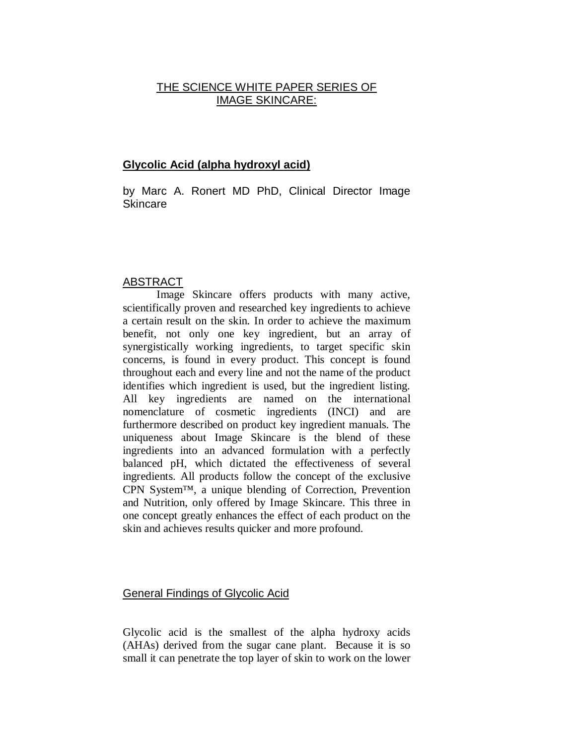# THE SCIENCE WHITE PAPER SERIES OF IMAGE SKINCARE:

## Glycolic Acid (alpha hydroxyl acid)

by Marc A. Ronert MD PhD, Clinical Director Image Skincare

## ABSTRACT

Image Skincare offers products with many active, scientifically proven and researched key ingredients to achieve a certain result on the skin. In order to achieve the maximum benefit, not only one key ingredient, but an array of synergistically working ingredients, to target specific skin concerns, is found in every product. This concept is found throughout each and every line and not the name of the product identifies which ingredient is used, but the ingredient listing. All key ingredients are named on the international nomenclature of cosmetic ingredients (INCI) and are furthermore described on product key ingredient manuals. The uniqueness about Image Skincare is the blend of these ingredients into an advanced formulation with a perfectly balanced pH, which dictated the effectiveness of several ingredients. All products follow the concept of the exclusive CPN System™, a unique blending of Correction, Prevention and Nutrition, only offered by Image Skincare. This three in one concept greatly enhances the effect of each product on the skin and achieves results quicker and more profound.

## General Findings of Glycolic Acid

Glycolic acid is the smallest of the alpha hydroxy acids (AHAs) derived from the sugar cane plant. Because it is so small it can penetrate the top layer of skin to work on the lower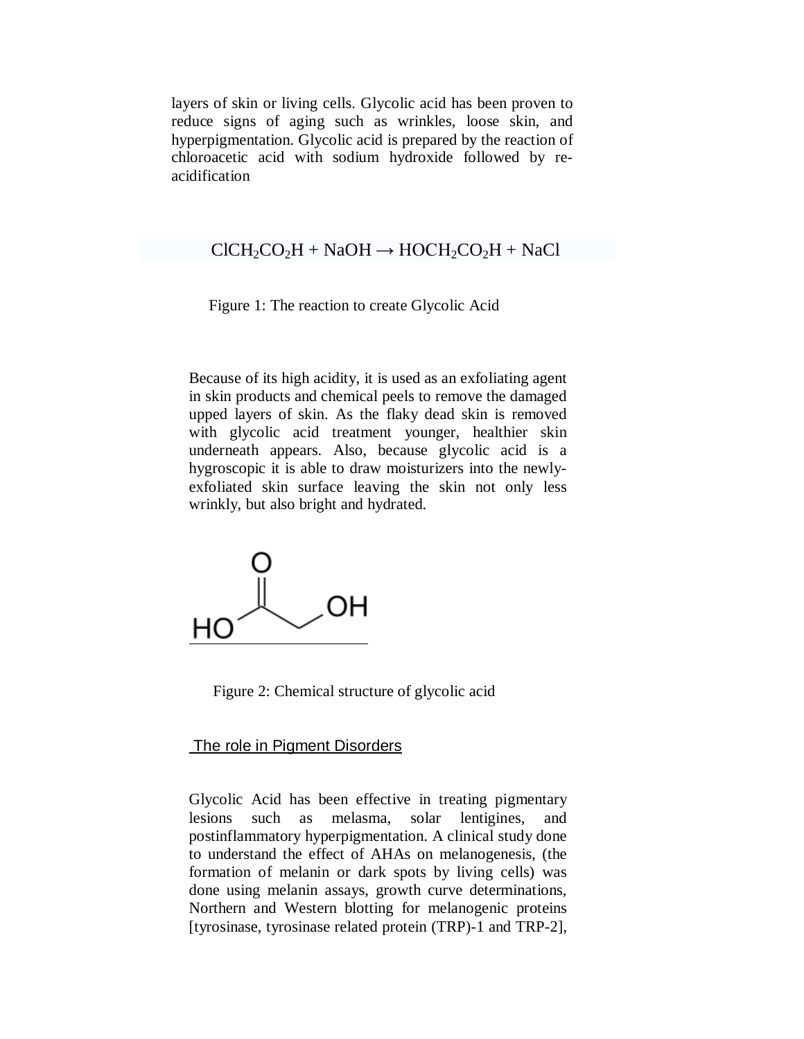layers of skin or living cells. Glycolic acid has been proven to reduce signs of aging such as wrinkles, loose skin, and hyperpigmentation. Glycolic acid is prepared by the reaction of chloroacetic acid with sodium hydroxide followed by re-acidification

$$ClCH_2CO_2H + NaOH \rightarrow HOCH_2CO_2H + NaCl$$

Figure 1: The reaction to create Glycolic Acid

Because of its high acidity, it is used as an exfoliating agent in skin products and chemical peels to remove the damaged upped layers of skin. As the flaky dead skin is removed with glycolic acid treatment younger, healthier skin underneath appears. Also, because glycolic acid is a hygroscopic it is able to draw moisturizers into the newly-exfoliated skin surface leaving the skin not only less wrinkly, but also bright and hydrated.

Figure 2: Chemical structure of glycolic acid

## The role in Pigment Disorders

Glycolic Acid has been effective in treating pigmentary lesions such as melasma, solar lentigines, and postinflammatory hyperpigmentation. A clinical study done to understand the effect of AHAs on melanogenesis, (the formation of melanin or dark spots by living cells) was done using melanin assays, growth curve determinations, Northern and Western blotting for melanogenic proteins [tyrosinase, tyrosinase related protein (TRP)-1 and TRP-2],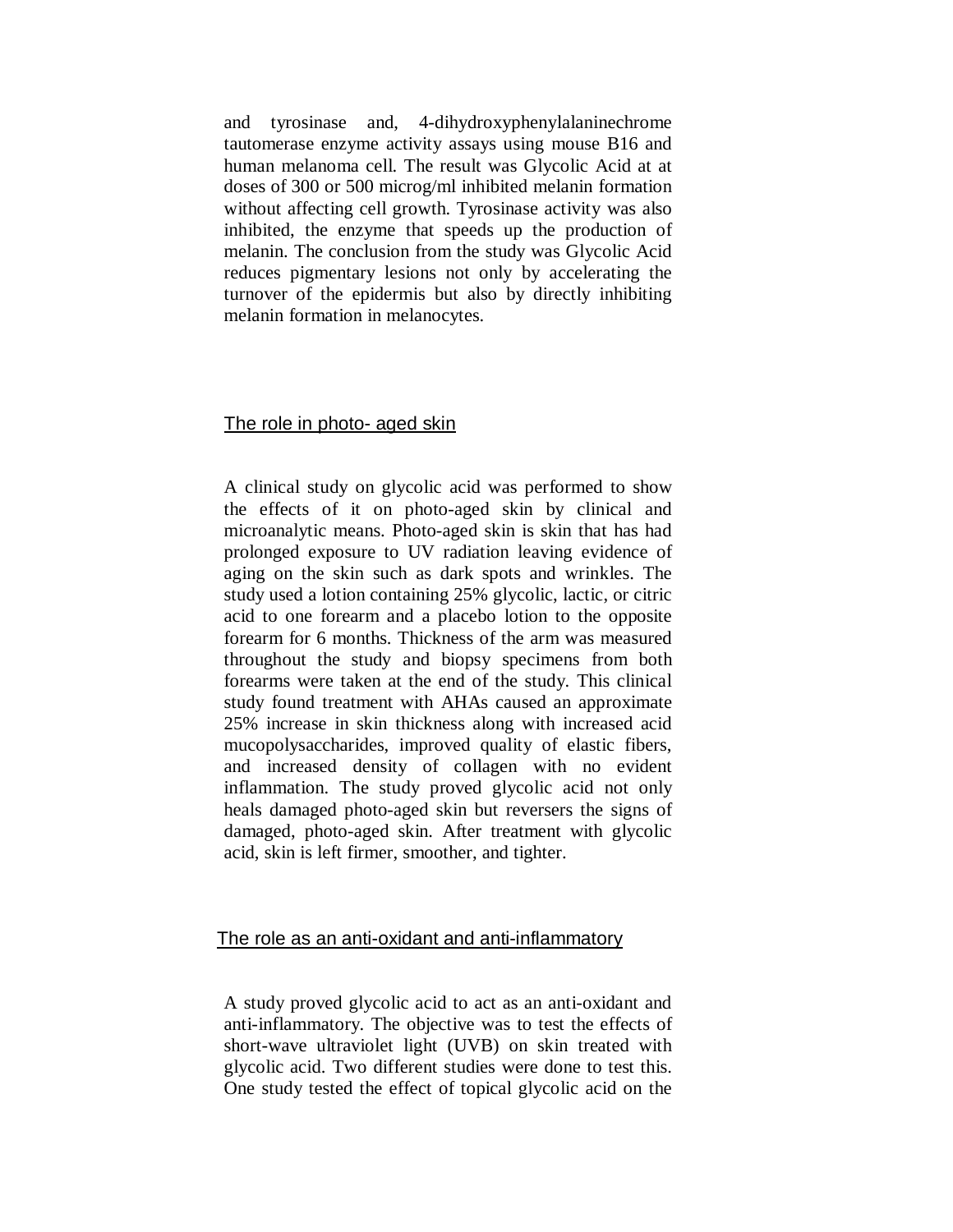and tyrosinase and, 4-dihydroxyphenylalaninechrome tautomerase enzyme activity assays using mouse B16 and human melanoma cell. The result was Glycolic Acid at at doses of 300 or 500 microg/ml inhibited melanin formation without affecting cell growth. Tyrosinase activity was also inhibited, the enzyme that speeds up the production of melanin. The conclusion from the study was Glycolic Acid reduces pigmentary lesions not only by accelerating the turnover of the epidermis but also by directly inhibiting melanin formation in melanocytes.

## The role in photo- aged skin

A clinical study on glycolic acid was performed to show the effects of it on photo-aged skin by clinical and microanalytic means. Photo-aged skin is skin that has had prolonged exposure to UV radiation leaving evidence of aging on the skin such as dark spots and wrinkles. The study used a lotion containing 25% glycolic, lactic, or citric acid to one forearm and a placebo lotion to the opposite forearm for 6 months. Thickness of the arm was measured throughout the study and biopsy specimens from both forearms were taken at the end of the study. This clinical study found treatment with AHAs caused an approximate 25% increase in skin thickness along with increased acid mucopolysaccharides, improved quality of elastic fibers, and increased density of collagen with no evident inflammation. The study proved glycolic acid not only heals damaged photo-aged skin but reversers the signs of damaged, photo-aged skin. After treatment with glycolic acid, skin is left firmer, smoother, and tighter.

## The role as an anti-oxidant and anti-inflammatory

A study proved glycolic acid to act as an anti-oxidant and anti-inflammatory. The objective was to test the effects of short-wave ultraviolet light (UVB) on skin treated with glycolic acid. Two different studies were done to test this. One study tested the effect of topical glycolic acid on the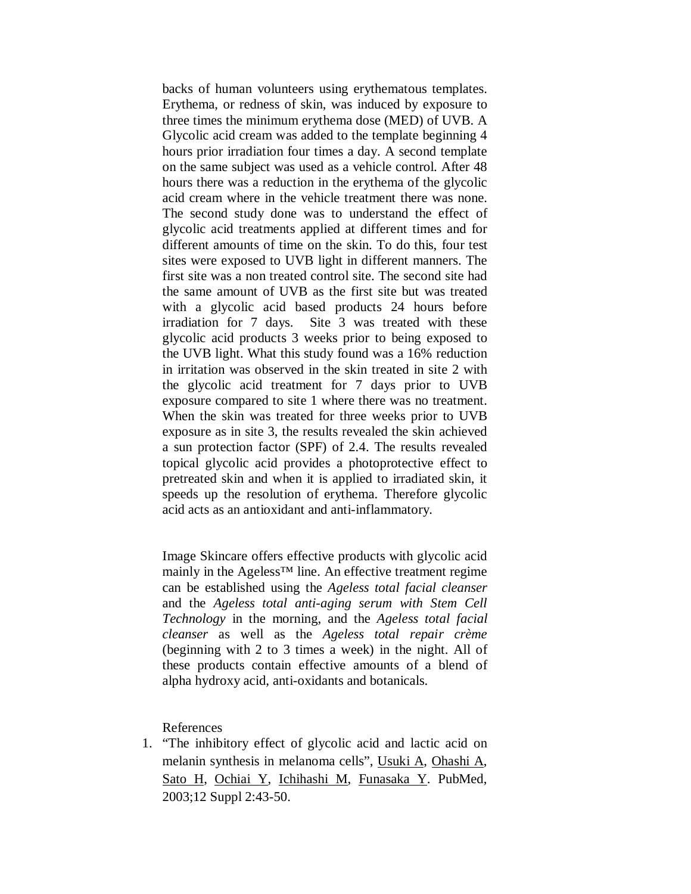backs of human volunteers using erythematous templates. Erythema, or redness of skin, was induced by exposure to three times the minimum erythema dose (MED) of UVB. A Glycolic acid cream was added to the template beginning 4 hours prior irradiation four times a day. A second template on the same subject was used as a vehicle control. After 48 hours there was a reduction in the erythema of the glycolic acid cream where in the vehicle treatment there was none. The second study done was to understand the effect of glycolic acid treatments applied at different times and for different amounts of time on the skin. To do this, four test sites were exposed to UVB light in different manners. The first site was a non treated control site. The second site had the same amount of UVB as the first site but was treated with a glycolic acid based products 24 hours before irradiation for 7 days. Site 3 was treated with these glycolic acid products 3 weeks prior to being exposed to the UVB light. What this study found was a 16% reduction in irritation was observed in the skin treated in site 2 with the glycolic acid treatment for 7 days prior to UVB exposure compared to site 1 where there was no treatment. When the skin was treated for three weeks prior to UVB exposure as in site 3, the results revealed the skin achieved a sun protection factor (SPF) of 2.4. The results revealed topical glycolic acid provides a photoprotective effect to pretreated skin and when it is applied to irradiated skin, it speeds up the resolution of erythema. Therefore glycolic acid acts as an antioxidant and anti-inflammatory.

Image Skincare offers effective products with glycolic acid mainly in the Ageless™ line. An effective treatment regime can be established using the *Ageless total facial cleanser* and the *Ageless total anti-aging serum with Stem Cell Technology* in the morning, and the *Ageless total facial cleanser* as well as the *Ageless total repair crème* (beginning with 2 to 3 times a week) in the night. All of these products contain effective amounts of a blend of alpha hydroxy acid, anti-oxidants and botanicals.

References

1. "The inhibitory effect of glycolic acid and lactic acid on melanin synthesis in melanoma cells", Usuki A, Ohashi A, Sato H, Ochiai Y, Ichihashi M, Funasaka Y. PubMed, 2003;12 Suppl 2:43-50.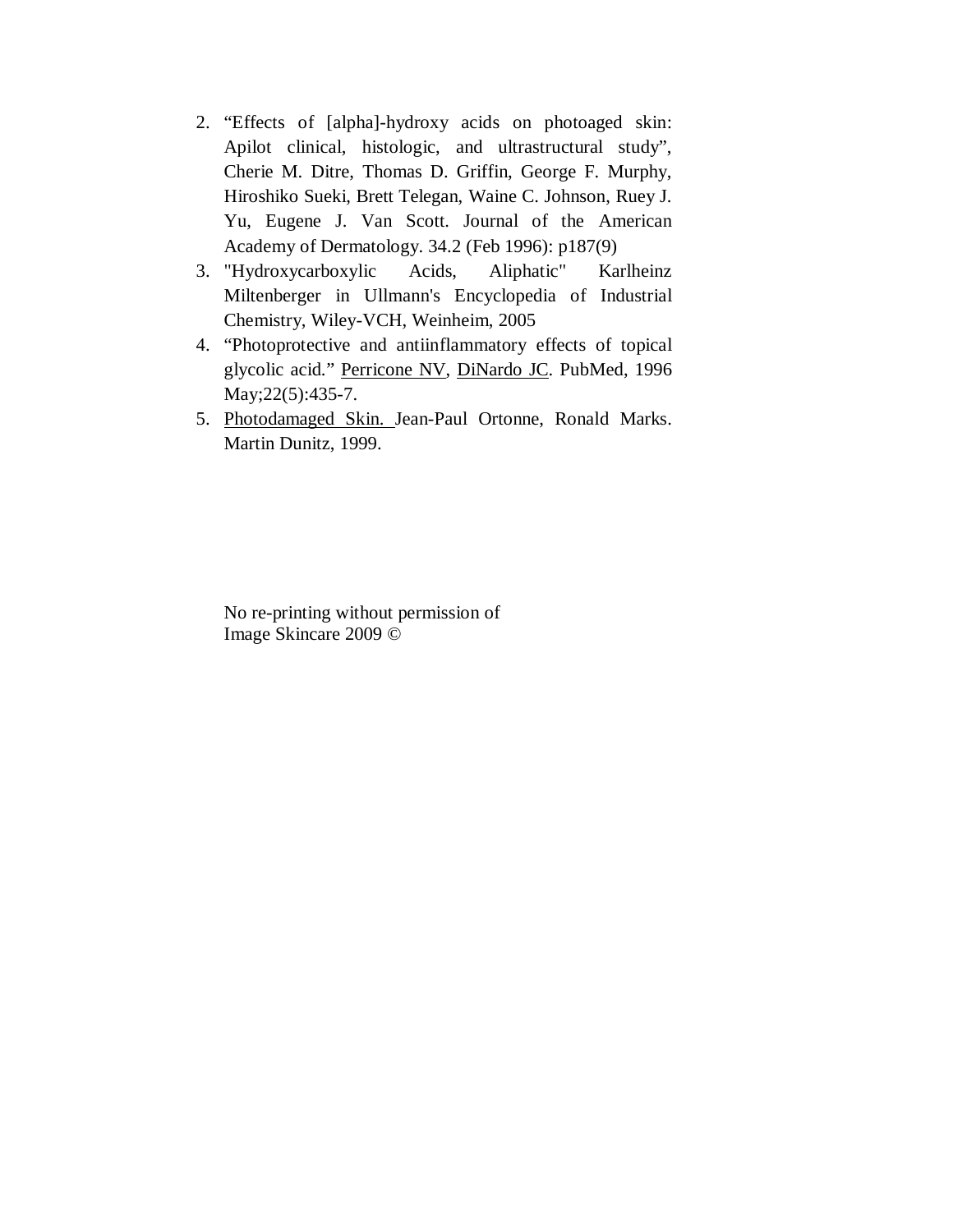2. "Effects of [alpha]-hydroxy acids on photoaged skin: Apilot clinical, histologic, and ultrastructural study", Cherie M. Ditre, Thomas D. Griffin, George F. Murphy, Hiroshiko Sueki, Brett Telegan, Waine C. Johnson, Ruey J. Yu, Eugene J. Van Scott. Journal of the American Academy of Dermatology. 34.2 (Feb 1996): p187(9)
3. "Hydroxycarboxylic Acids, Aliphatic" Karlheinz Miltenberger in Ullmann's Encyclopedia of Industrial Chemistry, Wiley-VCH, Weinheim, 2005
4. "Photoprotective and antiinflammatory effects of topical glycolic acid." Perricone NV, DiNardo JC. PubMed, 1996 May;22(5):435-7.
5. Photodamaged Skin. Jean-Paul Ortonne, Ronald Marks. Martin Dunitz, 1999.

No re-printing without permission of
Image Skincare 2009 ©